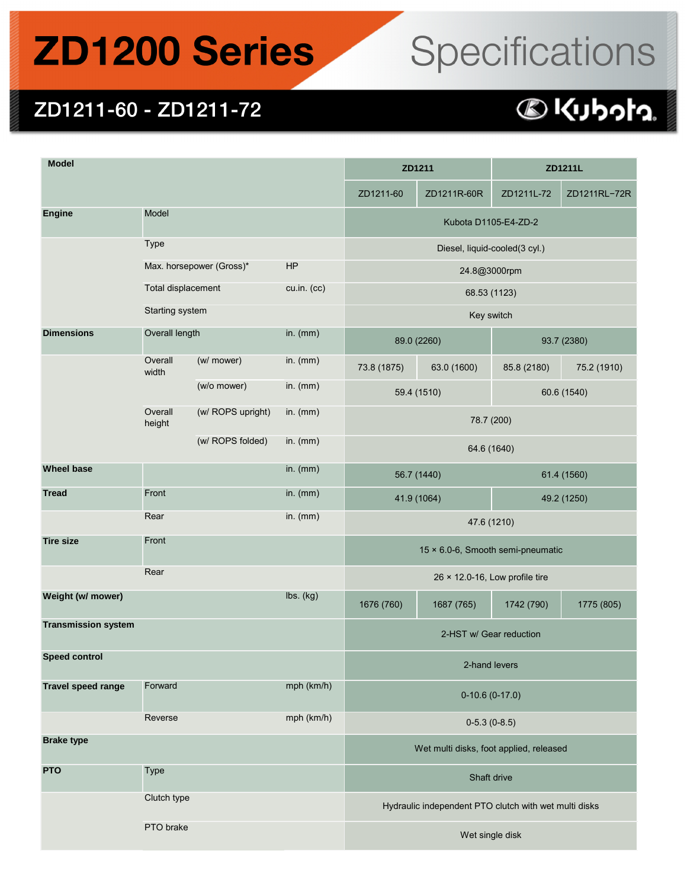# ZD1200 Series Specifications

## ZD1211-60 - ZD1211-72

Kubota

| Model | | | | ZD1211 | | ZD1211L | |
|---|---|---|---|---|---|---|---|
| | | | | ZD1211-60 | ZD1211R-60R | ZD1211L-72 | ZD1211RL−72R |
| Engine | Model | | | Kubota D1105-E4-ZD-2 | | | |
| | Type | | | Diesel, liquid-cooled(3 cyl.) | | | |
| | Max. horsepower (Gross)* | | HP | 24.8@3000rpm | | | |
| | Total displacement | | cu.in. (cc) | 68.53 (1123) | | | |
| | Starting system | | | Key switch | | | |
| Dimensions | Overall length | | in. (mm) | 89.0 (2260) | | 93.7 (2380) | |
| | Overall width | (w/ mower) | in. (mm) | 73.8 (1875) | 63.0 (1600) | 85.8 (2180) | 75.2 (1910) |
| | | (w/o mower) | in. (mm) | 59.4 (1510) | | 60.6 (1540) | |
| | Overall height | (w/ ROPS upright) | in. (mm) | 78.7 (200) | | | |
| | | (w/ ROPS folded) | in. (mm) | 64.6 (1640) | | | |
| Wheel base | | | in. (mm) | 56.7 (1440) | | 61.4 (1560) | |
| Tread | Front | | in. (mm) | 41.9 (1064) | | 49.2 (1250) | |
| | Rear | | in. (mm) | 47.6 (1210) | | | |
| Tire size | Front | | | 15 × 6.0-6, Smooth semi-pneumatic | | | |
| | Rear | | | 26 × 12.0-16, Low profile tire | | | |
| Weight (w/ mower) | | | lbs. (kg) | 1676 (760) | 1687 (765) | 1742 (790) | 1775 (805) |
| Transmission system | | | | 2-HST w/ Gear reduction | | | |
| Speed control | | | | 2-hand levers | | | |
| Travel speed range | Forward | | mph (km/h) | 0-10.6 (0-17.0) | | | |
| | Reverse | | mph (km/h) | 0-5.3 (0-8.5) | | | |
| Brake type | | | | Wet multi disks, foot applied, released | | | |
| PTO | Type | | | Shaft drive | | | |
| | Clutch type | | | Hydraulic independent PTO clutch with wet multi disks | | | |
| | PTO brake | | | Wet single disk | | | |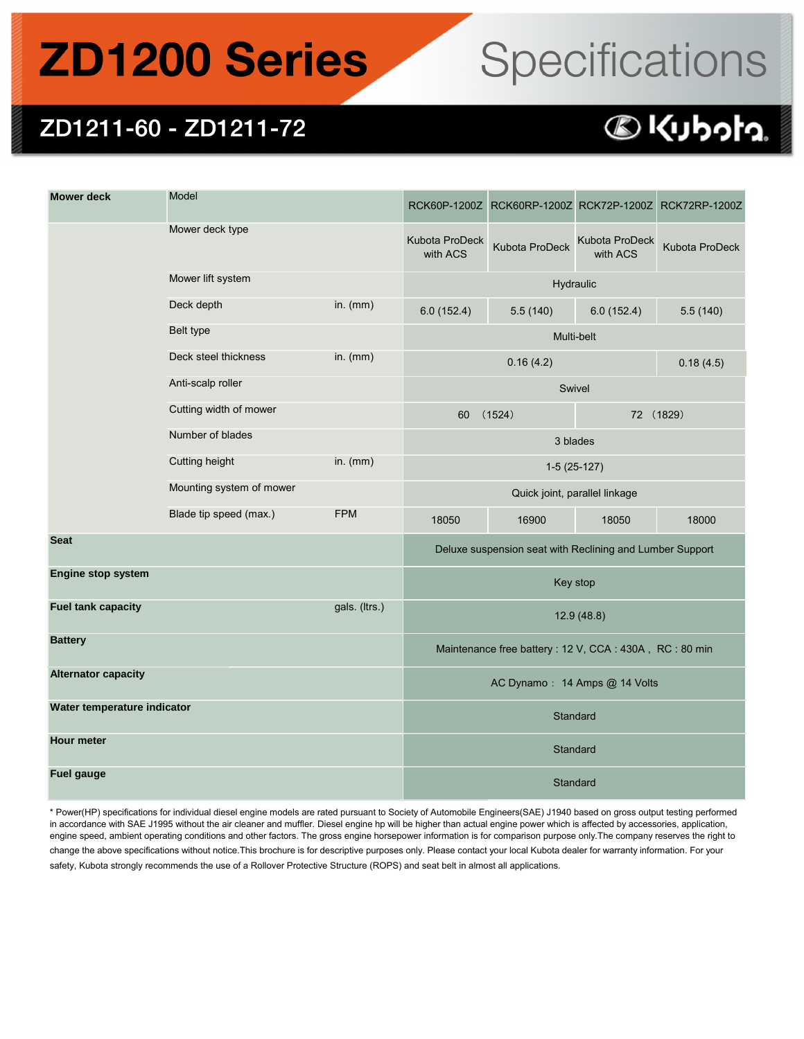# ZD1200 Series Specifications

## ZD1211-60 - ZD1211-72

Kubota

| | | | | | | |
|---|---|---|---|---|---|---|
| **Mower deck** | Model | | RCK60P-1200Z | RCK60RP-1200Z | RCK72P-1200Z | RCK72RP-1200Z |
| | Mower deck type | | Kubota ProDeck with ACS | Kubota ProDeck | Kubota ProDeck with ACS | Kubota ProDeck |
| | Mower lift system | | Hydraulic | | | |
| | Deck depth | in. (mm) | 6.0 (152.4) | 5.5 (140) | 6.0 (152.4) | 5.5 (140) |
| | Belt type | | Multi-belt | | | |
| | Deck steel thickness | in. (mm) | 0.16 (4.2) | | | 0.18 (4.5) |
| | Anti-scalp roller | | Swivel | | | |
| | Cutting width of mower | | 60 (1524) | | 72 (1829) | |
| | Number of blades | | 3 blades | | | |
| | Cutting height | in. (mm) | 1-5 (25-127) | | | |
| | Mounting system of mower | | Quick joint, parallel linkage | | | |
| | Blade tip speed (max.) | FPM | 18050 | 16900 | 18050 | 18000 |
| **Seat** | | | Deluxe suspension seat with Reclining and Lumber Support | | | |
| **Engine stop system** | | | Key stop | | | |
| **Fuel tank capacity** | | gals. (ltrs.) | 12.9 (48.8) | | | |
| **Battery** | | | Maintenance free battery : 12 V, CCA : 430A , RC : 80 min | | | |
| **Alternator capacity** | | | AC Dynamo : 14 Amps @ 14 Volts | | | |
| **Water temperature indicator** | | | Standard | | | |
| **Hour meter** | | | Standard | | | |
| **Fuel gauge** | | | Standard | | | |

* Power(HP) specifications for individual diesel engine models are rated pursuant to Society of Automobile Engineers(SAE) J1940 based on gross output testing performed in accordance with SAE J1995 without the air cleaner and muffler. Diesel engine hp will be higher than actual engine power which is affected by accessories, application, engine speed, ambient operating conditions and other factors. The gross engine horsepower information is for comparison purpose only.The company reserves the right to change the above specifications without notice.This brochure is for descriptive purposes only. Please contact your local Kubota dealer for warranty information. For your safety, Kubota strongly recommends the use of a Rollover Protective Structure (ROPS) and seat belt in almost all applications.